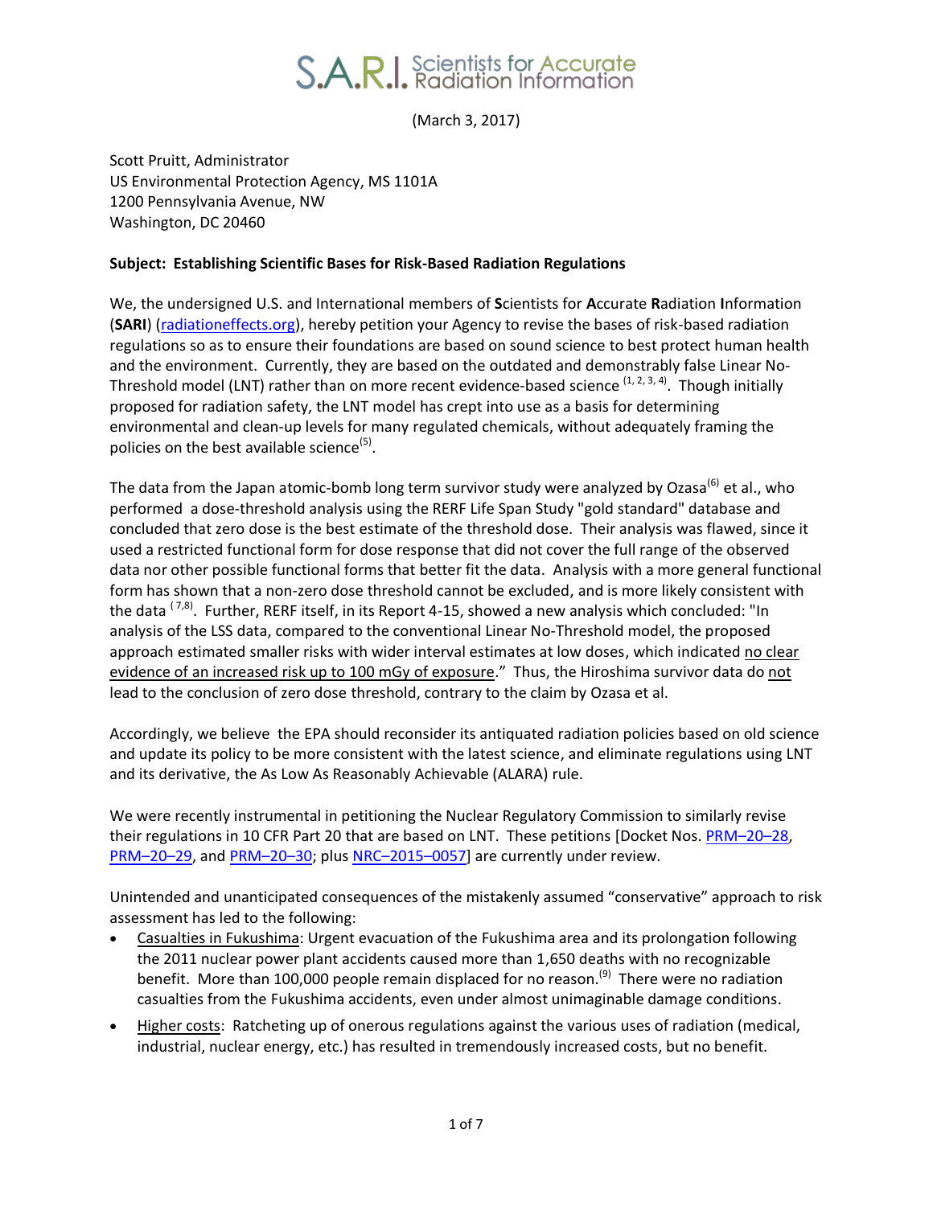# S.A.R.I. Scientists for Accurate Radiation Information

(March 3, 2017)

Scott Pruitt, Administrator
US Environmental Protection Agency, MS 1101A
1200 Pennsylvania Avenue, NW
Washington, DC 20460

**Subject: Establishing Scientific Bases for Risk-Based Radiation Regulations**

We, the undersigned U.S. and International members of **S**cientists for **A**ccurate **R**adiation **I**nformation (**SARI**) (radiationeffects.org), hereby petition your Agency to revise the bases of risk-based radiation regulations so as to ensure their foundations are based on sound science to best protect human health and the environment. Currently, they are based on the outdated and demonstrably false Linear No-Threshold model (LNT) rather than on more recent evidence-based science [1, 2, 3, 4]. Though initially proposed for radiation safety, the LNT model has crept into use as a basis for determining environmental and clean-up levels for many regulated chemicals, without adequately framing the policies on the best available science[5].

The data from the Japan atomic-bomb long term survivor study were analyzed by Ozasa[6] et al., who performed a dose-threshold analysis using the RERF Life Span Study "gold standard" database and concluded that zero dose is the best estimate of the threshold dose. Their analysis was flawed, since it used a restricted functional form for dose response that did not cover the full range of the observed data nor other possible functional forms that better fit the data. Analysis with a more general functional form has shown that a non-zero dose threshold cannot be excluded, and is more likely consistent with the data [7,8]. Further, RERF itself, in its Report 4-15, showed a new analysis which concluded: "In analysis of the LSS data, compared to the conventional Linear No-Threshold model, the proposed approach estimated smaller risks with wider interval estimates at low doses, which indicated no clear evidence of an increased risk up to 100 mGy of exposure." Thus, the Hiroshima survivor data do not lead to the conclusion of zero dose threshold, contrary to the claim by Ozasa et al.

Accordingly, we believe the EPA should reconsider its antiquated radiation policies based on old science and update its policy to be more consistent with the latest science, and eliminate regulations using LNT and its derivative, the As Low As Reasonably Achievable (ALARA) rule.

We were recently instrumental in petitioning the Nuclear Regulatory Commission to similarly revise their regulations in 10 CFR Part 20 that are based on LNT. These petitions [Docket Nos. PRM–20–28, PRM–20–29, and PRM–20–30; plus NRC–2015–0057] are currently under review.

Unintended and unanticipated consequences of the mistakenly assumed "conservative" approach to risk assessment has led to the following:

- Casualties in Fukushima: Urgent evacuation of the Fukushima area and its prolongation following the 2011 nuclear power plant accidents caused more than 1,650 deaths with no recognizable benefit. More than 100,000 people remain displaced for no reason.[9] There were no radiation casualties from the Fukushima accidents, even under almost unimaginable damage conditions.
- Higher costs: Ratcheting up of onerous regulations against the various uses of radiation (medical, industrial, nuclear energy, etc.) has resulted in tremendously increased costs, but no benefit.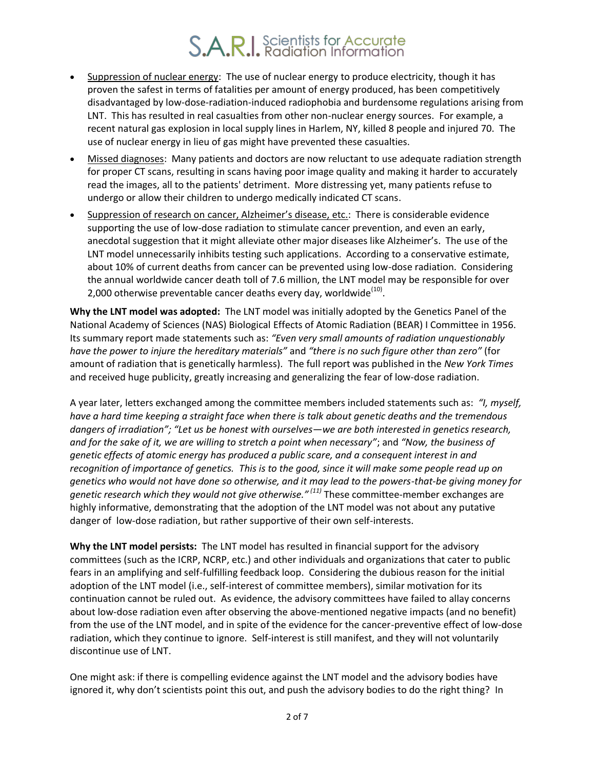- Suppression of nuclear energy: The use of nuclear energy to produce electricity, though it has proven the safest in terms of fatalities per amount of energy produced, has been competitively disadvantaged by low-dose-radiation-induced radiophobia and burdensome regulations arising from LNT. This has resulted in real casualties from other non-nuclear energy sources. For example, a recent natural gas explosion in local supply lines in Harlem, NY, killed 8 people and injured 70. The use of nuclear energy in lieu of gas might have prevented these casualties.
- Missed diagnoses: Many patients and doctors are now reluctant to use adequate radiation strength for proper CT scans, resulting in scans having poor image quality and making it harder to accurately read the images, all to the patients' detriment. More distressing yet, many patients refuse to undergo or allow their children to undergo medically indicated CT scans.
- Suppression of research on cancer, Alzheimer's disease, etc.: There is considerable evidence supporting the use of low-dose radiation to stimulate cancer prevention, and even an early, anecdotal suggestion that it might alleviate other major diseases like Alzheimer's. The use of the LNT model unnecessarily inhibits testing such applications. According to a conservative estimate, about 10% of current deaths from cancer can be prevented using low-dose radiation. Considering the annual worldwide cancer death toll of 7.6 million, the LNT model may be responsible for over 2,000 otherwise preventable cancer deaths every day, worldwide[10].

**Why the LNT model was adopted:** The LNT model was initially adopted by the Genetics Panel of the National Academy of Sciences (NAS) Biological Effects of Atomic Radiation (BEAR) I Committee in 1956. Its summary report made statements such as: *"Even very small amounts of radiation unquestionably have the power to injure the hereditary materials"* and *"there is no such figure other than zero"* (for amount of radiation that is genetically harmless). The full report was published in the *New York Times* and received huge publicity, greatly increasing and generalizing the fear of low-dose radiation.

A year later, letters exchanged among the committee members included statements such as: *"I, myself, have a hard time keeping a straight face when there is talk about genetic deaths and the tremendous dangers of irradiation"; "Let us be honest with ourselves—we are both interested in genetics research, and for the sake of it, we are willing to stretch a point when necessary"*; and *"Now, the business of genetic effects of atomic energy has produced a public scare, and a consequent interest in and recognition of importance of genetics. This is to the good, since it will make some people read up on genetics who would not have done so otherwise, and it may lead to the powers-that-be giving money for genetic research which they would not give otherwise."*[11] These committee-member exchanges are highly informative, demonstrating that the adoption of the LNT model was not about any putative danger of low-dose radiation, but rather supportive of their own self-interests.

**Why the LNT model persists:** The LNT model has resulted in financial support for the advisory committees (such as the ICRP, NCRP, etc.) and other individuals and organizations that cater to public fears in an amplifying and self-fulfilling feedback loop. Considering the dubious reason for the initial adoption of the LNT model (i.e., self-interest of committee members), similar motivation for its continuation cannot be ruled out. As evidence, the advisory committees have failed to allay concerns about low-dose radiation even after observing the above-mentioned negative impacts (and no benefit) from the use of the LNT model, and in spite of the evidence for the cancer-preventive effect of low-dose radiation, which they continue to ignore. Self-interest is still manifest, and they will not voluntarily discontinue use of LNT.

One might ask: if there is compelling evidence against the LNT model and the advisory bodies have ignored it, why don't scientists point this out, and push the advisory bodies to do the right thing? In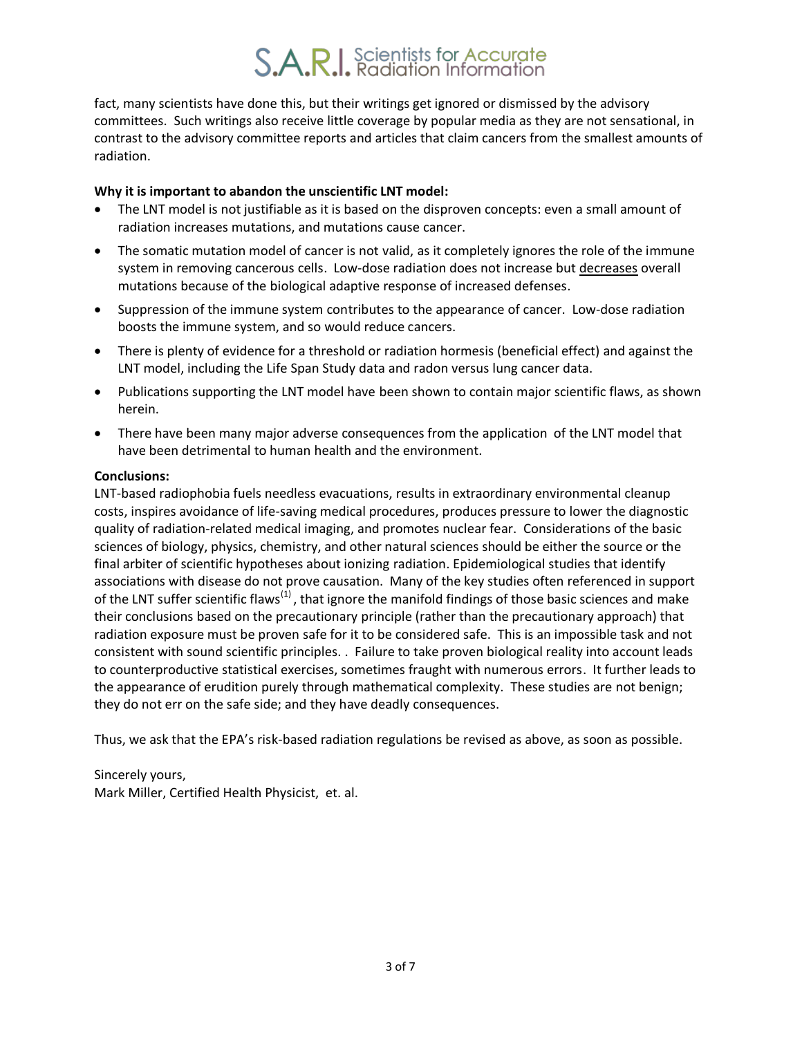fact, many scientists have done this, but their writings get ignored or dismissed by the advisory committees. Such writings also receive little coverage by popular media as they are not sensational, in contrast to the advisory committee reports and articles that claim cancers from the smallest amounts of radiation.

**Why it is important to abandon the unscientific LNT model:**

- The LNT model is not justifiable as it is based on the disproven concepts: even a small amount of radiation increases mutations, and mutations cause cancer.
- The somatic mutation model of cancer is not valid, as it completely ignores the role of the immune system in removing cancerous cells. Low-dose radiation does not increase but <u>decreases</u> overall mutations because of the biological adaptive response of increased defenses.
- Suppression of the immune system contributes to the appearance of cancer. Low-dose radiation boosts the immune system, and so would reduce cancers.
- There is plenty of evidence for a threshold or radiation hormesis (beneficial effect) and against the LNT model, including the Life Span Study data and radon versus lung cancer data.
- Publications supporting the LNT model have been shown to contain major scientific flaws, as shown herein.
- There have been many major adverse consequences from the application of the LNT model that have been detrimental to human health and the environment.

**Conclusions:**

LNT-based radiophobia fuels needless evacuations, results in extraordinary environmental cleanup costs, inspires avoidance of life-saving medical procedures, produces pressure to lower the diagnostic quality of radiation-related medical imaging, and promotes nuclear fear. Considerations of the basic sciences of biology, physics, chemistry, and other natural sciences should be either the source or the final arbiter of scientific hypotheses about ionizing radiation. Epidemiological studies that identify associations with disease do not prove causation. Many of the key studies often referenced in support of the LNT suffer scientific flaws[(1)], that ignore the manifold findings of those basic sciences and make their conclusions based on the precautionary principle (rather than the precautionary approach) that radiation exposure must be proven safe for it to be considered safe. This is an impossible task and not consistent with sound scientific principles. . Failure to take proven biological reality into account leads to counterproductive statistical exercises, sometimes fraught with numerous errors. It further leads to the appearance of erudition purely through mathematical complexity. These studies are not benign; they do not err on the safe side; and they have deadly consequences.

Thus, we ask that the EPA's risk-based radiation regulations be revised as above, as soon as possible.

Sincerely yours,
Mark Miller, Certified Health Physicist, et. al.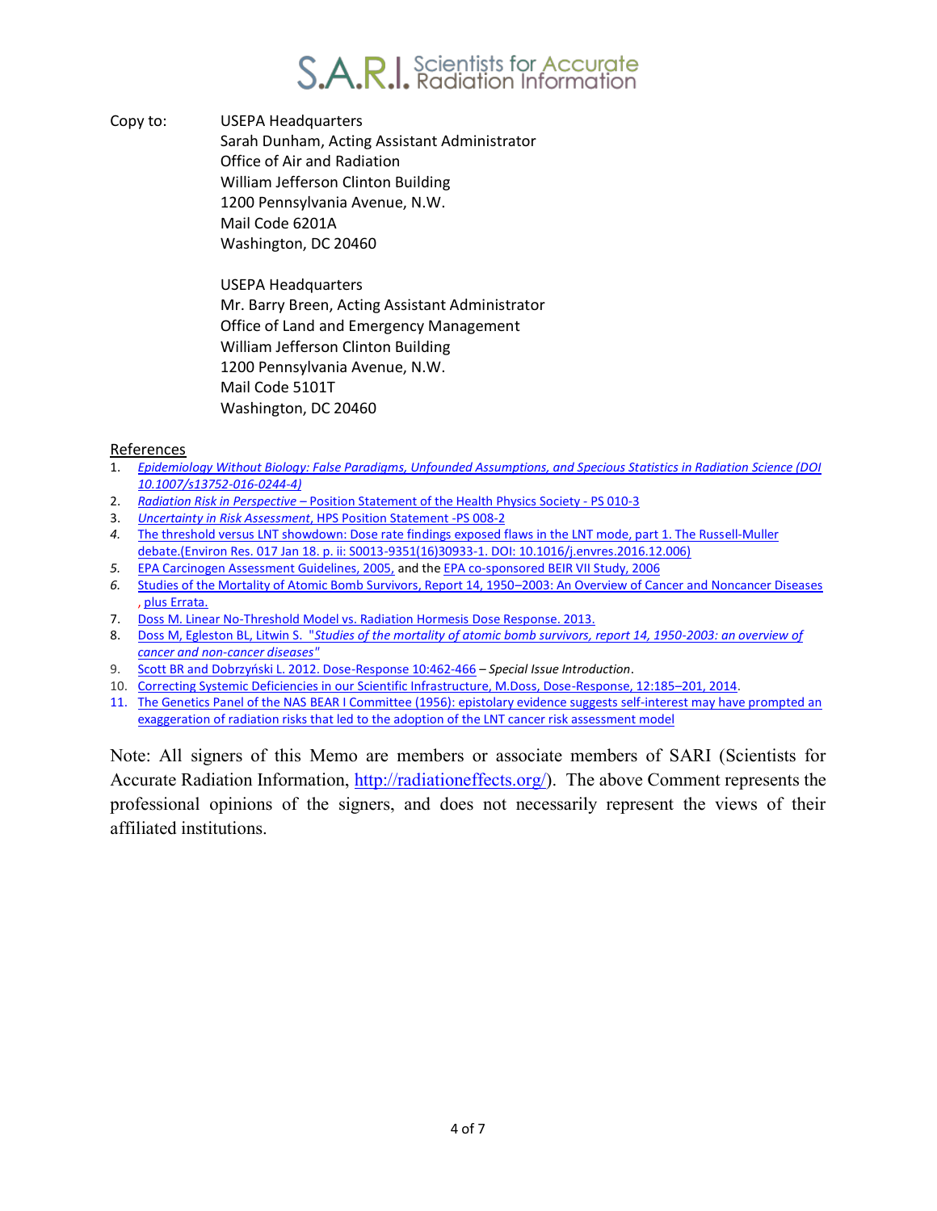Copy to: USEPA Headquarters
Sarah Dunham, Acting Assistant Administrator
Office of Air and Radiation
William Jefferson Clinton Building
1200 Pennsylvania Avenue, N.W.
Mail Code 6201A
Washington, DC 20460

USEPA Headquarters
Mr. Barry Breen, Acting Assistant Administrator
Office of Land and Emergency Management
William Jefferson Clinton Building
1200 Pennsylvania Avenue, N.W.
Mail Code 5101T
Washington, DC 20460

References

1. *Epidemiology Without Biology: False Paradigms, Unfounded Assumptions, and Specious Statistics in Radiation Science (DOI 10.1007/s13752-016-0244-4)*
2. *Radiation Risk in Perspective* – Position Statement of the Health Physics Society - PS 010-3
3. *Uncertainty in Risk Assessment*, HPS Position Statement -PS 008-2
4. The threshold versus LNT showdown: Dose rate findings exposed flaws in the LNT mode, part 1. The Russell-Muller debate.(Environ Res. 017 Jan 18. p. ii: S0013-9351(16)30933-1. DOI: 10.1016/j.envres.2016.12.006)
5. EPA Carcinogen Assessment Guidelines, 2005, and the EPA co-sponsored BEIR VII Study, 2006
6. Studies of the Mortality of Atomic Bomb Survivors, Report 14, 1950–2003: An Overview of Cancer and Noncancer Diseases , plus Errata.
7. Doss M. Linear No-Threshold Model vs. Radiation Hormesis Dose Response. 2013.
8. Doss M, Egleston BL, Litwin S. "*Studies of the mortality of atomic bomb survivors, report 14, 1950-2003: an overview of cancer and non-cancer diseases*"
9. Scott BR and Dobrzyński L. 2012. Dose-Response 10:462-466 – *Special Issue Introduction*.
10. Correcting Systemic Deficiencies in our Scientific Infrastructure, M.Doss, Dose-Response, 12:185–201, 2014.
11. The Genetics Panel of the NAS BEAR I Committee (1956): epistolary evidence suggests self-interest may have prompted an exaggeration of radiation risks that led to the adoption of the LNT cancer risk assessment model

Note: All signers of this Memo are members or associate members of SARI (Scientists for Accurate Radiation Information, http://radiationeffects.org/). The above Comment represents the professional opinions of the signers, and does not necessarily represent the views of their affiliated institutions.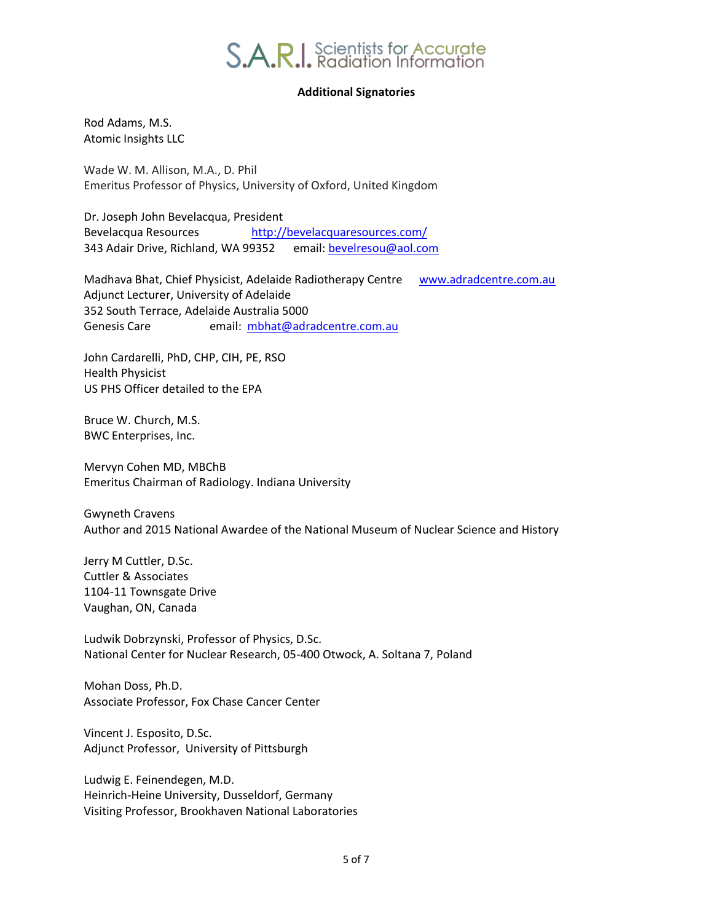S.A.R.I. Scientists for Accurate Radiation Information

**Additional Signatories**

Rod Adams, M.S.
Atomic Insights LLC

Wade W. M. Allison, M.A., D. Phil
Emeritus Professor of Physics, University of Oxford, United Kingdom

Dr. Joseph John Bevelacqua, President
Bevelacqua Resources http://bevelacquaresources.com/
343 Adair Drive, Richland, WA 99352 email: bevelresou@aol.com

Madhava Bhat, Chief Physicist, Adelaide Radiotherapy Centre www.adradcentre.com.au
Adjunct Lecturer, University of Adelaide
352 South Terrace, Adelaide Australia 5000
Genesis Care email: mbhat@adradcentre.com.au

John Cardarelli, PhD, CHP, CIH, PE, RSO
Health Physicist
US PHS Officer detailed to the EPA

Bruce W. Church, M.S.
BWC Enterprises, Inc.

Mervyn Cohen MD, MBChB
Emeritus Chairman of Radiology. Indiana University

Gwyneth Cravens
Author and 2015 National Awardee of the National Museum of Nuclear Science and History

Jerry M Cuttler, D.Sc.
Cuttler & Associates
1104-11 Townsgate Drive
Vaughan, ON, Canada

Ludwik Dobrzynski, Professor of Physics, D.Sc.
National Center for Nuclear Research, 05-400 Otwock, A. Soltana 7, Poland

Mohan Doss, Ph.D.
Associate Professor, Fox Chase Cancer Center

Vincent J. Esposito, D.Sc.
Adjunct Professor, University of Pittsburgh

Ludwig E. Feinendegen, M.D.
Heinrich-Heine University, Dusseldorf, Germany
Visiting Professor, Brookhaven National Laboratories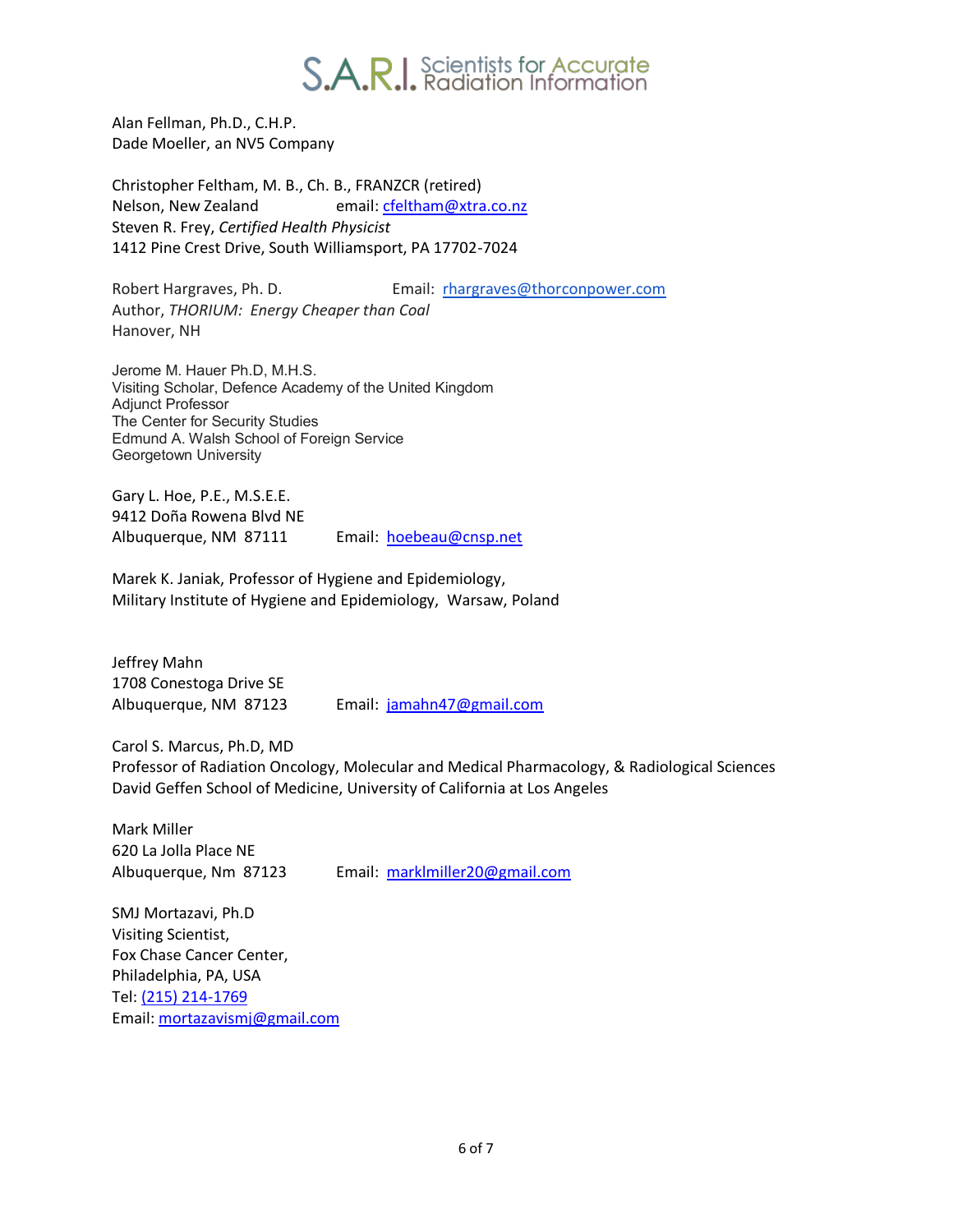Alan Fellman, Ph.D., C.H.P.
Dade Moeller, an NV5 Company

Christopher Feltham, M. B., Ch. B., FRANZCR (retired)
Nelson, New Zealand  email: cfeltham@xtra.co.nz
Steven R. Frey, *Certified Health Physicist*
1412 Pine Crest Drive, South Williamsport, PA 17702-7024

Robert Hargraves, Ph. D.  Email: rhargraves@thorconpower.com
Author, *THORIUM: Energy Cheaper than Coal*
Hanover, NH

Jerome M. Hauer Ph.D, M.H.S.
Visiting Scholar, Defence Academy of the United Kingdom
Adjunct Professor
The Center for Security Studies
Edmund A. Walsh School of Foreign Service
Georgetown University

Gary L. Hoe, P.E., M.S.E.E.
9412 Doña Rowena Blvd NE
Albuquerque, NM 87111  Email: hoebeau@cnsp.net

Marek K. Janiak, Professor of Hygiene and Epidemiology,
Military Institute of Hygiene and Epidemiology, Warsaw, Poland

Jeffrey Mahn
1708 Conestoga Drive SE
Albuquerque, NM 87123  Email: jamahn47@gmail.com

Carol S. Marcus, Ph.D, MD
Professor of Radiation Oncology, Molecular and Medical Pharmacology, & Radiological Sciences
David Geffen School of Medicine, University of California at Los Angeles

Mark Miller
620 La Jolla Place NE
Albuquerque, Nm 87123  Email: marklmiller20@gmail.com

SMJ Mortazavi, Ph.D
Visiting Scientist,
Fox Chase Cancer Center,
Philadelphia, PA, USA
Tel: (215) 214-1769
Email: mortazavismj@gmail.com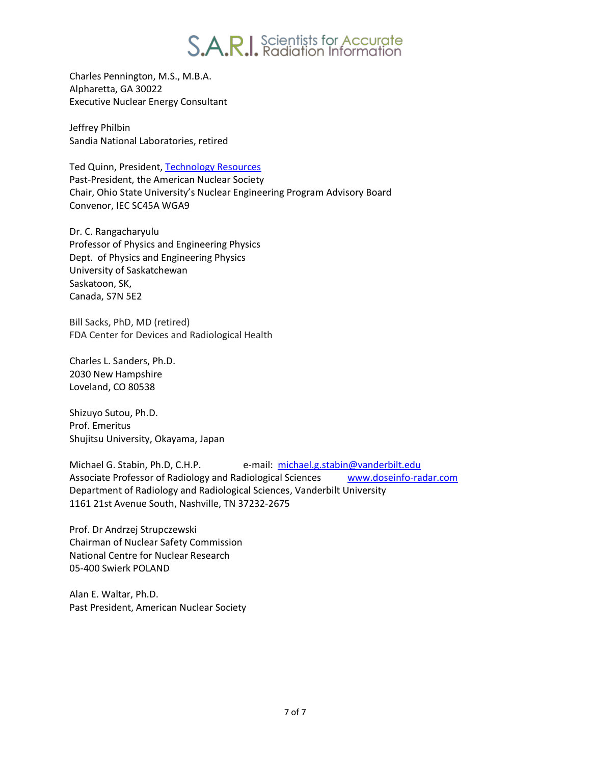Charles Pennington, M.S., M.B.A.
Alpharetta, GA 30022
Executive Nuclear Energy Consultant

Jeffrey Philbin
Sandia National Laboratories, retired

Ted Quinn, President, Technology Resources
Past-President, the American Nuclear Society
Chair, Ohio State University's Nuclear Engineering Program Advisory Board
Convenor, IEC SC45A WGA9

Dr. C. Rangacharyulu
Professor of Physics and Engineering Physics
Dept. of Physics and Engineering Physics
University of Saskatchewan
Saskatoon, SK,
Canada, S7N 5E2

Bill Sacks, PhD, MD (retired)
FDA Center for Devices and Radiological Health

Charles L. Sanders, Ph.D.
2030 New Hampshire
Loveland, CO 80538

Shizuyo Sutou, Ph.D.
Prof. Emeritus
Shujitsu University, Okayama, Japan

Michael G. Stabin, Ph.D, C.H.P. e-mail: michael.g.stabin@vanderbilt.edu
Associate Professor of Radiology and Radiological Sciences www.doseinfo-radar.com
Department of Radiology and Radiological Sciences, Vanderbilt University
1161 21st Avenue South, Nashville, TN 37232-2675

Prof. Dr Andrzej Strupczewski
Chairman of Nuclear Safety Commission
National Centre for Nuclear Research
05-400 Swierk POLAND

Alan E. Waltar, Ph.D.
Past President, American Nuclear Society